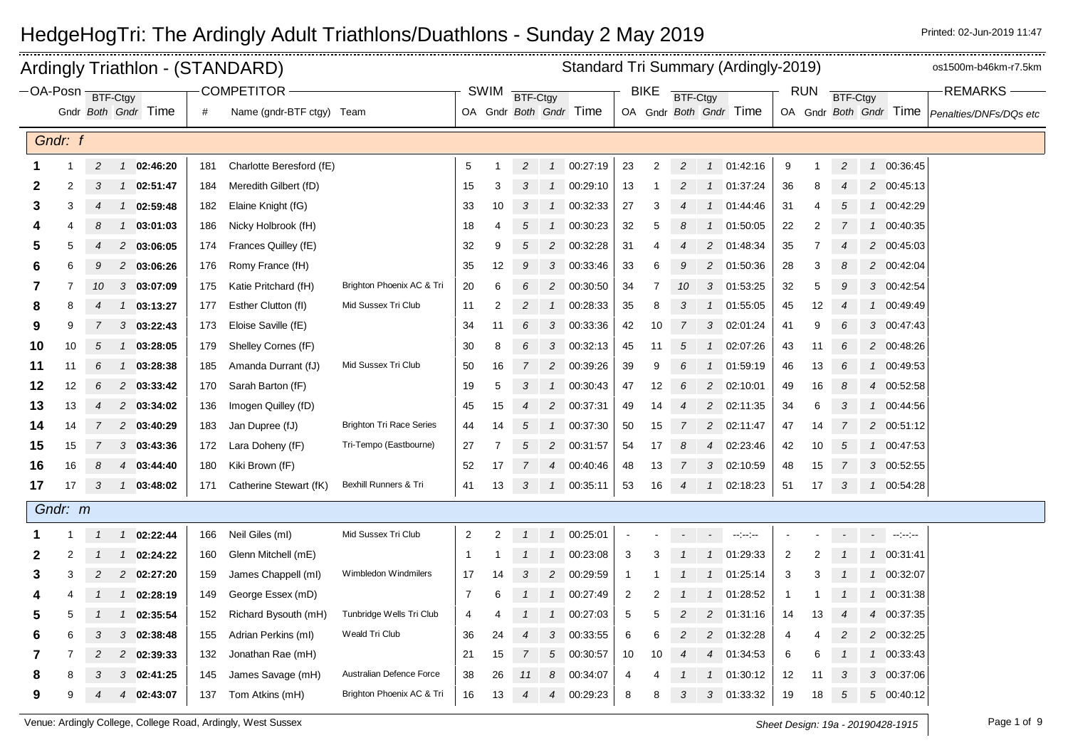# HedgeHogTri: The Ardingly Adult Triathlons/Duathlons - Sunday 2 May 2019

Printed: 02-Jun-2019 11:47

## Ardingly Triathlon - (STANDARD)

Standard Tri Summary (Ardingly-2019)

os1500m-b46km-r7.5km

| OA-Posn | Gndr | BTF-Ctgy Both | BTF-Ctgy Gndr | Time | # | Name (gndr-BTF ctgy) | Team | SWIM OA | SWIM Gndr | SWIM BTF-Ctgy Both | SWIM BTF-Ctgy Gndr | SWIM Time | BIKE OA | BIKE Gndr | BIKE BTF-Ctgy Both | BIKE BTF-Ctgy Gndr | BIKE Time | RUN OA | RUN Gndr | RUN BTF-Ctgy Both | RUN BTF-Ctgy Gndr | RUN Time | REMARKS Penalties/DNFs/DQs etc |
|---|---|---|---|---|---|---|---|---|---|---|---|---|---|---|---|---|---|---|---|---|---|---|---|
| **Gndr: f** | | | | | | | | | | | | | | | | | | | | | | | |
| **1** | 1 | 2 | 1 | **02:46:20** | 181 | Charlotte Beresford (fE) | | 5 | 1 | 2 | 1 | 00:27:19 | 23 | 2 | 2 | 1 | 01:42:16 | 9 | 1 | 2 | 1 | 00:36:45 | |
| **2** | 2 | 3 | 1 | **02:51:47** | 184 | Meredith Gilbert (fD) | | 15 | 3 | 3 | 1 | 00:29:10 | 13 | 1 | 2 | 1 | 01:37:24 | 36 | 8 | 4 | 2 | 00:45:13 | |
| **3** | 3 | 4 | 1 | **02:59:48** | 182 | Elaine Knight (fG) | | 33 | 10 | 3 | 1 | 00:32:33 | 27 | 3 | 4 | 1 | 01:44:46 | 31 | 4 | 5 | 1 | 00:42:29 | |
| **4** | 4 | 8 | 1 | **03:01:03** | 186 | Nicky Holbrook (fH) | | 18 | 4 | 5 | 1 | 00:30:23 | 32 | 5 | 8 | 1 | 01:50:05 | 22 | 2 | 7 | 1 | 00:40:35 | |
| **5** | 5 | 4 | 2 | **03:06:05** | 174 | Frances Quilley (fE) | | 32 | 9 | 5 | 2 | 00:32:28 | 31 | 4 | 4 | 2 | 01:48:34 | 35 | 7 | 4 | 2 | 00:45:03 | |
| **6** | 6 | 9 | 2 | **03:06:26** | 176 | Romy France (fH) | | 35 | 12 | 9 | 3 | 00:33:46 | 33 | 6 | 9 | 2 | 01:50:36 | 28 | 3 | 8 | 2 | 00:42:04 | |
| **7** | 7 | 10 | 3 | **03:07:09** | 175 | Katie Pritchard (fH) | Brighton Phoenix AC & Tri | 20 | 6 | 6 | 2 | 00:30:50 | 34 | 7 | 10 | 3 | 01:53:25 | 32 | 5 | 9 | 3 | 00:42:54 | |
| **8** | 8 | 4 | 1 | **03:13:27** | 177 | Esther Clutton (fI) | Mid Sussex Tri Club | 11 | 2 | 2 | 1 | 00:28:33 | 35 | 8 | 3 | 1 | 01:55:05 | 45 | 12 | 4 | 1 | 00:49:49 | |
| **9** | 9 | 7 | 3 | **03:22:43** | 173 | Eloise Saville (fE) | | 34 | 11 | 6 | 3 | 00:33:36 | 42 | 10 | 7 | 3 | 02:01:24 | 41 | 9 | 6 | 3 | 00:47:43 | |
| **10** | 10 | 5 | 1 | **03:28:05** | 179 | Shelley Cornes (fF) | | 30 | 8 | 6 | 3 | 00:32:13 | 45 | 11 | 5 | 1 | 02:07:26 | 43 | 11 | 6 | 2 | 00:48:26 | |
| **11** | 11 | 6 | 1 | **03:28:38** | 185 | Amanda Durrant (fJ) | Mid Sussex Tri Club | 50 | 16 | 7 | 2 | 00:39:26 | 39 | 9 | 6 | 1 | 01:59:19 | 46 | 13 | 6 | 1 | 00:49:53 | |
| **12** | 12 | 6 | 2 | **03:33:42** | 170 | Sarah Barton (fF) | | 19 | 5 | 3 | 1 | 00:30:43 | 47 | 12 | 6 | 2 | 02:10:01 | 49 | 16 | 8 | 4 | 00:52:58 | |
| **13** | 13 | 4 | 2 | **03:34:02** | 136 | Imogen Quilley (fD) | | 45 | 15 | 4 | 2 | 00:37:31 | 49 | 14 | 4 | 2 | 02:11:35 | 34 | 6 | 3 | 1 | 00:44:56 | |
| **14** | 14 | 7 | 2 | **03:40:29** | 183 | Jan Dupree (fJ) | Brighton Tri Race Series | 44 | 14 | 5 | 1 | 00:37:30 | 50 | 15 | 7 | 2 | 02:11:47 | 47 | 14 | 7 | 2 | 00:51:12 | |
| **15** | 15 | 7 | 3 | **03:43:36** | 172 | Lara Doheny (fF) | Tri-Tempo (Eastbourne) | 27 | 7 | 5 | 2 | 00:31:57 | 54 | 17 | 8 | 4 | 02:23:46 | 42 | 10 | 5 | 1 | 00:47:53 | |
| **16** | 16 | 8 | 4 | **03:44:40** | 180 | Kiki Brown (fF) | | 52 | 17 | 7 | 4 | 00:40:46 | 48 | 13 | 7 | 3 | 02:10:59 | 48 | 15 | 7 | 3 | 00:52:55 | |
| **17** | 17 | 3 | 1 | **03:48:02** | 171 | Catherine Stewart (fK) | Bexhill Runners & Tri | 41 | 13 | 3 | 1 | 00:35:11 | 53 | 16 | 4 | 1 | 02:18:23 | 51 | 17 | 3 | 1 | 00:54:28 | |
| **Gndr: m** | | | | | | | | | | | | | | | | | | | | | | | |
| **1** | 1 | 1 | 1 | **02:22:44** | 166 | Neil Giles (mI) | Mid Sussex Tri Club | 2 | 2 | 1 | 1 | 00:25:01 | - | - | - | - | --:--:-- | - | - | - | - | --:--:-- | |
| **2** | 2 | 1 | 1 | **02:24:22** | 160 | Glenn Mitchell (mE) | | 1 | 1 | 1 | 1 | 00:23:08 | 3 | 3 | 1 | 1 | 01:29:33 | 2 | 2 | 1 | 1 | 00:31:41 | |
| **3** | 3 | 2 | 2 | **02:27:20** | 159 | James Chappell (mI) | Wimbledon Windmilers | 17 | 14 | 3 | 2 | 00:29:59 | 1 | 1 | 1 | 1 | 01:25:14 | 3 | 3 | 1 | 1 | 00:32:07 | |
| **4** | 4 | 1 | 1 | **02:28:19** | 149 | George Essex (mD) | | 7 | 6 | 1 | 1 | 00:27:49 | 2 | 2 | 1 | 1 | 01:28:52 | 1 | 1 | 1 | 1 | 00:31:38 | |
| **5** | 5 | 1 | 1 | **02:35:54** | 152 | Richard Bysouth (mH) | Tunbridge Wells Tri Club | 4 | 4 | 1 | 1 | 00:27:03 | 5 | 5 | 2 | 2 | 01:31:16 | 14 | 13 | 4 | 4 | 00:37:35 | |
| **6** | 6 | 3 | 3 | **02:38:48** | 155 | Adrian Perkins (mI) | Weald Tri Club | 36 | 24 | 4 | 3 | 00:33:55 | 6 | 6 | 2 | 2 | 01:32:28 | 4 | 4 | 2 | 2 | 00:32:25 | |
| **7** | 7 | 2 | 2 | **02:39:33** | 132 | Jonathan Rae (mH) | | 21 | 15 | 7 | 5 | 00:30:57 | 10 | 10 | 4 | 4 | 01:34:53 | 6 | 6 | 1 | 1 | 00:33:43 | |
| **8** | 8 | 3 | 3 | **02:41:25** | 145 | James Savage (mH) | Australian Defence Force | 38 | 26 | 11 | 8 | 00:34:07 | 4 | 4 | 1 | 1 | 01:30:12 | 12 | 11 | 3 | 3 | 00:37:06 | |
| **9** | 9 | 4 | 4 | **02:43:07** | 137 | Tom Atkins (mH) | Brighton Phoenix AC & Tri | 16 | 13 | 4 | 4 | 00:29:23 | 8 | 8 | 3 | 3 | 01:33:32 | 19 | 18 | 5 | 5 | 00:40:12 | |

Venue: Ardingly College, College Road, Ardingly, West Sussex

*Sheet Design: 19a - 20190428-1915*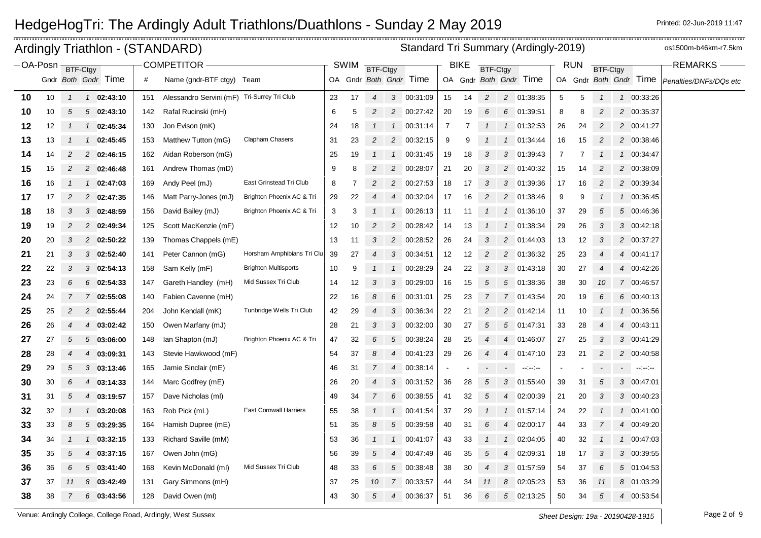# HedgeHogTri: The Ardingly Adult Triathlons/Duathlons - Sunday 2 May 2019

Printed: 02-Jun-2019 11:47

## Ardingly Triathlon - (STANDARD)

Standard Tri Summary (Ardingly-2019)

os1500m-b46km-r7.5km

| OA-Posn | | BTF-Ctgy | | | COMPETITOR | | | SWIM | | BTF-Ctgy | | | BIKE | | BTF-Ctgy | | | RUN | | BTF-Ctgy | | | REMARKS |
|---|---|---|---|---|---|---|---|---|---|---|---|---|---|---|---|---|---|---|---|---|---|---|---|
| | Gndr | Both | Gndr | Time | # | Name (gndr-BTF ctgy) | Team | OA | Gndr | Both | Gndr | Time | OA | Gndr | Both | Gndr | Time | OA | Gndr | Both | Gndr | Time | Penalties/DNFs/DQs etc |
| 10 | 10 | 1 | 1 | 02:43:10 | 151 | Alessandro Servini (mF) | Tri-Surrey Tri Club | 23 | 17 | 4 | 3 | 00:31:09 | 15 | 14 | 2 | 2 | 01:38:35 | 5 | 5 | 1 | 1 | 00:33:26 | |
| 10 | 10 | 5 | 5 | 02:43:10 | 142 | Rafal Rucinski (mH) | | 6 | 5 | 2 | 2 | 00:27:42 | 20 | 19 | 6 | 6 | 01:39:51 | 8 | 8 | 2 | 2 | 00:35:37 | |
| 12 | 12 | 1 | 1 | 02:45:34 | 130 | Jon Evison (mK) | | 24 | 18 | 1 | 1 | 00:31:14 | 7 | 7 | 1 | 1 | 01:32:53 | 26 | 24 | 2 | 2 | 00:41:27 | |
| 13 | 13 | 1 | 1 | 02:45:45 | 153 | Matthew Tutton (mG) | Clapham Chasers | 31 | 23 | 2 | 2 | 00:32:15 | 9 | 9 | 1 | 1 | 01:34:44 | 16 | 15 | 2 | 2 | 00:38:46 | |
| 14 | 14 | 2 | 2 | 02:46:15 | 162 | Aidan Roberson (mG) | | 25 | 19 | 1 | 1 | 00:31:45 | 19 | 18 | 3 | 3 | 01:39:43 | 7 | 7 | 1 | 1 | 00:34:47 | |
| 15 | 15 | 2 | 2 | 02:46:48 | 161 | Andrew Thomas (mD) | | 9 | 8 | 2 | 2 | 00:28:07 | 21 | 20 | 3 | 2 | 01:40:32 | 15 | 14 | 2 | 2 | 00:38:09 | |
| 16 | 16 | 1 | 1 | 02:47:03 | 169 | Andy Peel (mJ) | East Grinstead Tri Club | 8 | 7 | 2 | 2 | 00:27:53 | 18 | 17 | 3 | 3 | 01:39:36 | 17 | 16 | 2 | 2 | 00:39:34 | |
| 17 | 17 | 2 | 2 | 02:47:35 | 146 | Matt Parry-Jones (mJ) | Brighton Phoenix AC & Tri | 29 | 22 | 4 | 4 | 00:32:04 | 17 | 16 | 2 | 2 | 01:38:46 | 9 | 9 | 1 | 1 | 00:36:45 | |
| 18 | 18 | 3 | 3 | 02:48:59 | 156 | David Bailey (mJ) | Brighton Phoenix AC & Tri | 3 | 3 | 1 | 1 | 00:26:13 | 11 | 11 | 1 | 1 | 01:36:10 | 37 | 29 | 5 | 5 | 00:46:36 | |
| 19 | 19 | 2 | 2 | 02:49:34 | 125 | Scott MacKenzie (mF) | | 12 | 10 | 2 | 2 | 00:28:42 | 14 | 13 | 1 | 1 | 01:38:34 | 29 | 26 | 3 | 3 | 00:42:18 | |
| 20 | 20 | 3 | 2 | 02:50:22 | 139 | Thomas Chappels (mE) | | 13 | 11 | 3 | 2 | 00:28:52 | 26 | 24 | 3 | 2 | 01:44:03 | 13 | 12 | 3 | 2 | 00:37:27 | |
| 21 | 21 | 3 | 3 | 02:52:40 | 141 | Peter Cannon (mG) | Horsham Amphibians Tri Clu | 39 | 27 | 4 | 3 | 00:34:51 | 12 | 12 | 2 | 2 | 01:36:32 | 25 | 23 | 4 | 4 | 00:41:17 | |
| 22 | 22 | 3 | 3 | 02:54:13 | 158 | Sam Kelly (mF) | Brighton Multisports | 10 | 9 | 1 | 1 | 00:28:29 | 24 | 22 | 3 | 3 | 01:43:18 | 30 | 27 | 4 | 4 | 00:42:26 | |
| 23 | 23 | 6 | 6 | 02:54:33 | 147 | Gareth Handley (mH) | Mid Sussex Tri Club | 14 | 12 | 3 | 3 | 00:29:00 | 16 | 15 | 5 | 5 | 01:38:36 | 38 | 30 | 10 | 7 | 00:46:57 | |
| 24 | 24 | 7 | 7 | 02:55:08 | 140 | Fabien Cavenne (mH) | | 22 | 16 | 8 | 6 | 00:31:01 | 25 | 23 | 7 | 7 | 01:43:54 | 20 | 19 | 6 | 6 | 00:40:13 | |
| 25 | 25 | 2 | 2 | 02:55:44 | 204 | John Kendall (mK) | Tunbridge Wells Tri Club | 42 | 29 | 4 | 3 | 00:36:34 | 22 | 21 | 2 | 2 | 01:42:14 | 11 | 10 | 1 | 1 | 00:36:56 | |
| 26 | 26 | 4 | 4 | 03:02:42 | 150 | Owen Marfany (mJ) | | 28 | 21 | 3 | 3 | 00:32:00 | 30 | 27 | 5 | 5 | 01:47:31 | 33 | 28 | 4 | 4 | 00:43:11 | |
| 27 | 27 | 5 | 5 | 03:06:00 | 148 | Ian Shapton (mJ) | Brighton Phoenix AC & Tri | 47 | 32 | 6 | 5 | 00:38:24 | 28 | 25 | 4 | 4 | 01:46:07 | 27 | 25 | 3 | 3 | 00:41:29 | |
| 28 | 28 | 4 | 4 | 03:09:31 | 143 | Stevie Hawkwood (mF) | | 54 | 37 | 8 | 4 | 00:41:23 | 29 | 26 | 4 | 4 | 01:47:10 | 23 | 21 | 2 | 2 | 00:40:58 | |
| 29 | 29 | 5 | 3 | 03:13:46 | 165 | Jamie Sinclair (mE) | | 46 | 31 | 7 | 4 | 00:38:14 | - | - | - | - | --:--:-- | - | - | - | - | --:--:-- | |
| 30 | 30 | 6 | 4 | 03:14:33 | 144 | Marc Godfrey (mE) | | 26 | 20 | 4 | 3 | 00:31:52 | 36 | 28 | 5 | 3 | 01:55:40 | 39 | 31 | 5 | 3 | 00:47:01 | |
| 31 | 31 | 5 | 4 | 03:19:57 | 157 | Dave Nicholas (mI) | | 49 | 34 | 7 | 6 | 00:38:55 | 41 | 32 | 5 | 4 | 02:00:39 | 21 | 20 | 3 | 3 | 00:40:23 | |
| 32 | 32 | 1 | 1 | 03:20:08 | 163 | Rob Pick (mL) | East Cornwall Harriers | 55 | 38 | 1 | 1 | 00:41:54 | 37 | 29 | 1 | 1 | 01:57:14 | 24 | 22 | 1 | 1 | 00:41:00 | |
| 33 | 33 | 8 | 5 | 03:29:35 | 164 | Hamish Dupree (mE) | | 51 | 35 | 8 | 5 | 00:39:58 | 40 | 31 | 6 | 4 | 02:00:17 | 44 | 33 | 7 | 4 | 00:49:20 | |
| 34 | 34 | 1 | 1 | 03:32:15 | 133 | Richard Saville (mM) | | 53 | 36 | 1 | 1 | 00:41:07 | 43 | 33 | 1 | 1 | 02:04:05 | 40 | 32 | 1 | 1 | 00:47:03 | |
| 35 | 35 | 5 | 4 | 03:37:15 | 167 | Owen John (mG) | | 56 | 39 | 5 | 4 | 00:47:49 | 46 | 35 | 5 | 4 | 02:09:31 | 18 | 17 | 3 | 3 | 00:39:55 | |
| 36 | 36 | 6 | 5 | 03:41:40 | 168 | Kevin McDonald (mI) | Mid Sussex Tri Club | 48 | 33 | 6 | 5 | 00:38:48 | 38 | 30 | 4 | 3 | 01:57:59 | 54 | 37 | 6 | 5 | 01:04:53 | |
| 37 | 37 | 11 | 8 | 03:42:49 | 131 | Gary Simmons (mH) | | 37 | 25 | 10 | 7 | 00:33:57 | 44 | 34 | 11 | 8 | 02:05:23 | 53 | 36 | 11 | 8 | 01:03:29 | |
| 38 | 38 | 7 | 6 | 03:43:56 | 128 | David Owen (mI) | | 43 | 30 | 5 | 4 | 00:36:37 | 51 | 36 | 6 | 5 | 02:13:25 | 50 | 34 | 5 | 4 | 00:53:54 | |

Venue: Ardingly College, College Road, Ardingly, West Sussex

Sheet Design: 19a - 20190428-1915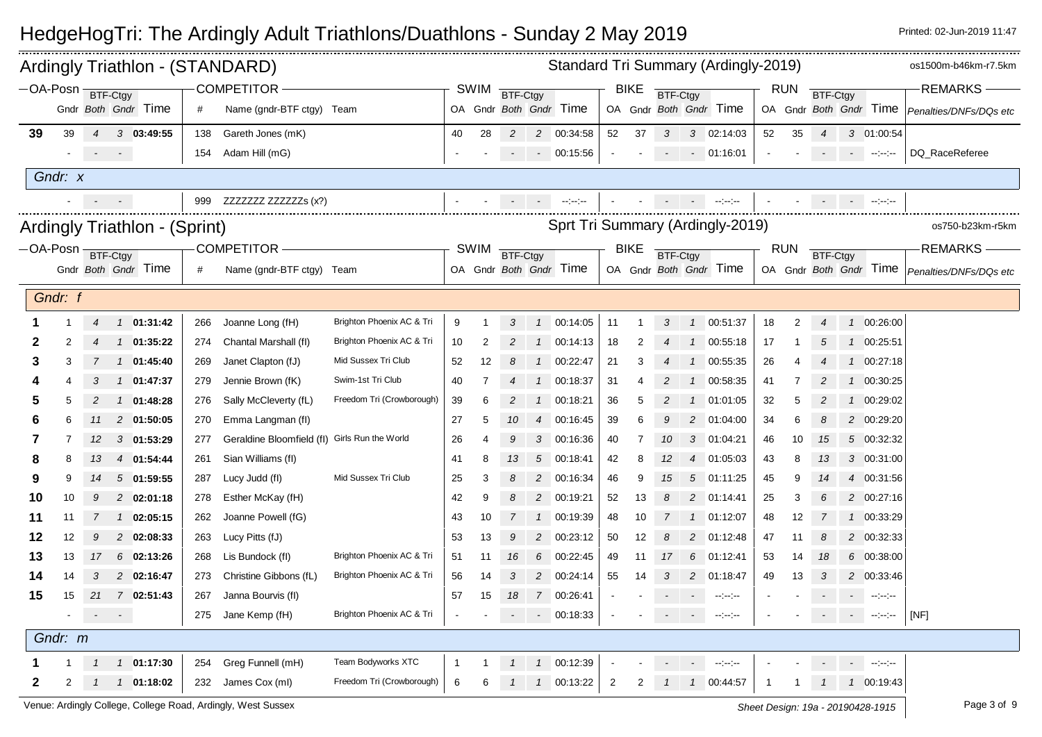# HedgeHogTri: The Ardingly Adult Triathlons/Duathlons - Sunday 2 May 2019

Printed: 02-Jun-2019 11:47

## Ardingly Triathlon - (STANDARD)

Standard Tri Summary (Ardingly-2019) — os1500m-b46km-r7.5km

| OA-Posn | Gndr | BTF-Ctgy Both | BTF-Ctgy Gndr | Time | # | Name (gndr-BTF ctgy) | Team | SWIM OA | SWIM Gndr | SWIM BTF-Ctgy Both | SWIM BTF-Ctgy Gndr | SWIM Time | BIKE OA | BIKE Gndr | BIKE BTF-Ctgy Both | BIKE BTF-Ctgy Gndr | BIKE Time | RUN OA | RUN Gndr | RUN BTF-Ctgy Both | RUN BTF-Ctgy Gndr | RUN Time | REMARKS Penalties/DNFs/DQs etc |
|---|---|---|---|---|---|---|---|---|---|---|---|---|---|---|---|---|---|---|---|---|---|---|---|
| **39** | 39 | 4 | 3 | **03:49:55** | 138 | Gareth Jones (mK) | | 40 | 28 | 2 | 2 | 00:34:58 | 52 | 37 | 3 | 3 | 02:14:03 | 52 | 35 | 4 | 3 | 01:00:54 | |
| | - | - | - | | 154 | Adam Hill (mG) | | - | - | - | - | 00:15:56 | - | - | - | - | 01:16:01 | - | - | - | - | --:--:-- | DQ_RaceReferee |
| *Gndr: x* | | | | | | | | | | | | | | | | | | | | | | | |
| | - | - | - | | 999 | ZZZZZZZ ZZZZZZs (x?) | | - | - | - | - | --:--:-- | - | - | - | - | --:--:-- | - | - | - | - | --:--:-- | |

## Ardingly Triathlon - (Sprint)

Sprt Tri Summary (Ardingly-2019) — os750-b23km-r5km

| OA-Posn | Gndr | BTF-Ctgy Both | BTF-Ctgy Gndr | Time | # | Name (gndr-BTF ctgy) | Team | SWIM OA | SWIM Gndr | SWIM BTF-Ctgy Both | SWIM BTF-Ctgy Gndr | SWIM Time | BIKE OA | BIKE Gndr | BIKE BTF-Ctgy Both | BIKE BTF-Ctgy Gndr | BIKE Time | RUN OA | RUN Gndr | RUN BTF-Ctgy Both | RUN BTF-Ctgy Gndr | RUN Time | REMARKS Penalties/DNFs/DQs etc |
|---|---|---|---|---|---|---|---|---|---|---|---|---|---|---|---|---|---|---|---|---|---|---|---|
| *Gndr: f* | | | | | | | | | | | | | | | | | | | | | | | |
| **1** | 1 | 4 | 1 | **01:31:42** | 266 | Joanne Long (fH) | Brighton Phoenix AC & Tri | 9 | 1 | 3 | 1 | 00:14:05 | 11 | 1 | 3 | 1 | 00:51:37 | 18 | 2 | 4 | 1 | 00:26:00 | |
| **2** | 2 | 4 | 1 | **01:35:22** | 274 | Chantal Marshall (fI) | Brighton Phoenix AC & Tri | 10 | 2 | 2 | 1 | 00:14:13 | 18 | 2 | 4 | 1 | 00:55:18 | 17 | 1 | 5 | 1 | 00:25:51 | |
| **3** | 3 | 7 | 1 | **01:45:40** | 269 | Janet Clapton (fJ) | Mid Sussex Tri Club | 52 | 12 | 8 | 1 | 00:22:47 | 21 | 3 | 4 | 1 | 00:55:35 | 26 | 4 | 4 | 1 | 00:27:18 | |
| **4** | 4 | 3 | 1 | **01:47:37** | 279 | Jennie Brown (fK) | Swim-1st Tri Club | 40 | 7 | 4 | 1 | 00:18:37 | 31 | 4 | 2 | 1 | 00:58:35 | 41 | 7 | 2 | 1 | 00:30:25 | |
| **5** | 5 | 2 | 1 | **01:48:28** | 276 | Sally McCleverty (fL) | Freedom Tri (Crowborough) | 39 | 6 | 2 | 1 | 00:18:21 | 36 | 5 | 2 | 1 | 01:01:05 | 32 | 5 | 2 | 1 | 00:29:02 | |
| **6** | 6 | 11 | 2 | **01:50:05** | 270 | Emma Langman (fI) | | 27 | 5 | 10 | 4 | 00:16:45 | 39 | 6 | 9 | 2 | 01:04:00 | 34 | 6 | 8 | 2 | 00:29:20 | |
| **7** | 7 | 12 | 3 | **01:53:29** | 277 | Geraldine Bloomfield (fI) | Girls Run the World | 26 | 4 | 9 | 3 | 00:16:36 | 40 | 7 | 10 | 3 | 01:04:21 | 46 | 10 | 15 | 5 | 00:32:32 | |
| **8** | 8 | 13 | 4 | **01:54:44** | 261 | Sian Williams (fI) | | 41 | 8 | 13 | 5 | 00:18:41 | 42 | 8 | 12 | 4 | 01:05:03 | 43 | 8 | 13 | 3 | 00:31:00 | |
| **9** | 9 | 14 | 5 | **01:59:55** | 287 | Lucy Judd (fI) | Mid Sussex Tri Club | 25 | 3 | 8 | 2 | 00:16:34 | 46 | 9 | 15 | 5 | 01:11:25 | 45 | 9 | 14 | 4 | 00:31:56 | |
| **10** | 10 | 9 | 2 | **02:01:18** | 278 | Esther McKay (fH) | | 42 | 9 | 8 | 2 | 00:19:21 | 52 | 13 | 8 | 2 | 01:14:41 | 25 | 3 | 6 | 2 | 00:27:16 | |
| **11** | 11 | 7 | 1 | **02:05:15** | 262 | Joanne Powell (fG) | | 43 | 10 | 7 | 1 | 00:19:39 | 48 | 10 | 7 | 1 | 01:12:07 | 48 | 12 | 7 | 1 | 00:33:29 | |
| **12** | 12 | 9 | 2 | **02:08:33** | 263 | Lucy Pitts (fJ) | | 53 | 13 | 9 | 2 | 00:23:12 | 50 | 12 | 8 | 2 | 01:12:48 | 47 | 11 | 8 | 2 | 00:32:33 | |
| **13** | 13 | 17 | 6 | **02:13:26** | 268 | Lis Bundock (fI) | Brighton Phoenix AC & Tri | 51 | 11 | 16 | 6 | 00:22:45 | 49 | 11 | 17 | 6 | 01:12:41 | 53 | 14 | 18 | 6 | 00:38:00 | |
| **14** | 14 | 3 | 2 | **02:16:47** | 273 | Christine Gibbons (fL) | Brighton Phoenix AC & Tri | 56 | 14 | 3 | 2 | 00:24:14 | 55 | 14 | 3 | 2 | 01:18:47 | 49 | 13 | 3 | 2 | 00:33:46 | |
| **15** | 15 | 21 | 7 | **02:51:43** | 267 | Janna Bourvis (fI) | | 57 | 15 | 18 | 7 | 00:26:41 | - | - | - | - | --:--:-- | - | - | - | - | --:--:-- | |
| | - | - | - | | 275 | Jane Kemp (fH) | Brighton Phoenix AC & Tri | - | - | - | - | 00:18:33 | - | - | - | - | --:--:-- | - | - | - | - | --:--:-- | [NF] |
| *Gndr: m* | | | | | | | | | | | | | | | | | | | | | | | |
| **1** | 1 | 1 | 1 | **01:17:30** | 254 | Greg Funnell (mH) | Team Bodyworks XTC | 1 | 1 | 1 | 1 | 00:12:39 | - | - | - | - | --:--:-- | - | - | - | - | --:--:-- | |
| **2** | 2 | 1 | 1 | **01:18:02** | 232 | James Cox (mI) | Freedom Tri (Crowborough) | 6 | 6 | 1 | 1 | 00:13:22 | 2 | 2 | 1 | 1 | 00:44:57 | 1 | 1 | 1 | 1 | 00:19:43 | |

Venue: Ardingly College, College Road, Ardingly, West Sussex

Sheet Design: 19a - 20190428-1915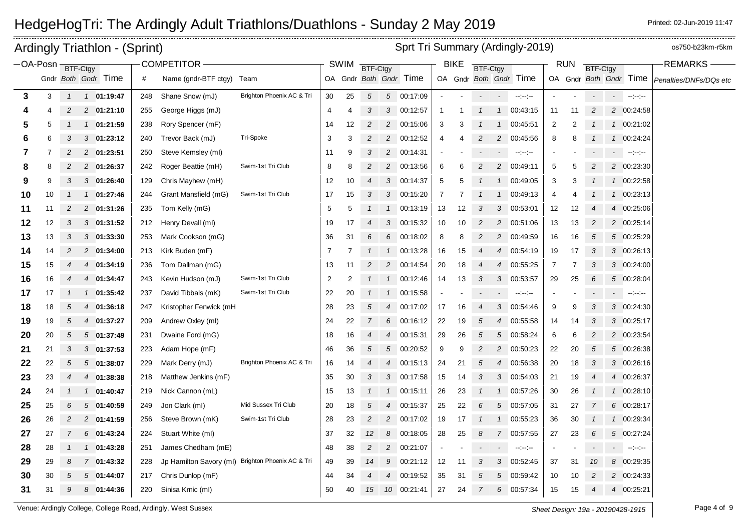# HedgeHogTri: The Ardingly Adult Triathlons/Duathlons - Sunday 2 May 2019

Printed: 02-Jun-2019 11:47

## Ardingly Triathlon - (Sprint)

Sprt Tri Summary (Ardingly-2019) os750-b23km-r5km

| OA-Posn | | | | | COMPETITOR | | | SWIM | | | | | BIKE | | | | | RUN | | | | | REMARKS |
|---|---|---|---|---|---|---|---|---|---|---|---|---|---|---|---|---|---|---|---|---|---|---|---|
| | Gndr | BTF-Ctgy Both | BTF-Ctgy Gndr | Time | # | Name (gndr-BTF ctgy) | Team | OA | Gndr | BTF-Ctgy Both | BTF-Ctgy Gndr | Time | OA | Gndr | BTF-Ctgy Both | BTF-Ctgy Gndr | Time | OA | Gndr | BTF-Ctgy Both | BTF-Ctgy Gndr | Time | Penalties/DNFs/DQs etc |
| 3 | 3 | 1 | 1 | 01:19:47 | 248 | Shane Snow (mJ) | Brighton Phoenix AC & Tri | 30 | 25 | 5 | 5 | 00:17:09 | - | - | - | - | --:--:-- | - | - | - | - | --:--:-- | |
| 4 | 4 | 2 | 2 | 01:21:10 | 255 | George Higgs (mJ) | | 4 | 4 | 3 | 3 | 00:12:57 | 1 | 1 | 1 | 1 | 00:43:15 | 11 | 11 | 2 | 2 | 00:24:58 | |
| 5 | 5 | 1 | 1 | 01:21:59 | 238 | Rory Spencer (mF) | | 14 | 12 | 2 | 2 | 00:15:06 | 3 | 3 | 1 | 1 | 00:45:51 | 2 | 2 | 1 | 1 | 00:21:02 | |
| 6 | 6 | 3 | 3 | 01:23:12 | 240 | Trevor Back (mJ) | Tri-Spoke | 3 | 3 | 2 | 2 | 00:12:52 | 4 | 4 | 2 | 2 | 00:45:56 | 8 | 8 | 1 | 1 | 00:24:24 | |
| 7 | 7 | 2 | 2 | 01:23:51 | 250 | Steve Kemsley (mI) | | 11 | 9 | 3 | 2 | 00:14:31 | - | - | - | - | --:--:-- | - | - | - | - | --:--:-- | |
| 8 | 8 | 2 | 2 | 01:26:37 | 242 | Roger Beattie (mH) | Swim-1st Tri Club | 8 | 8 | 2 | 2 | 00:13:56 | 6 | 6 | 2 | 2 | 00:49:11 | 5 | 5 | 2 | 2 | 00:23:30 | |
| 9 | 9 | 3 | 3 | 01:26:40 | 129 | Chris Mayhew (mH) | | 12 | 10 | 4 | 3 | 00:14:37 | 5 | 5 | 1 | 1 | 00:49:05 | 3 | 3 | 1 | 1 | 00:22:58 | |
| 10 | 10 | 1 | 1 | 01:27:46 | 244 | Grant Mansfield (mG) | Swim-1st Tri Club | 17 | 15 | 3 | 3 | 00:15:20 | 7 | 7 | 1 | 1 | 00:49:13 | 4 | 4 | 1 | 1 | 00:23:13 | |
| 11 | 11 | 2 | 2 | 01:31:26 | 235 | Tom Kelly (mG) | | 5 | 5 | 1 | 1 | 00:13:19 | 13 | 12 | 3 | 3 | 00:53:01 | 12 | 12 | 4 | 4 | 00:25:06 | |
| 12 | 12 | 3 | 3 | 01:31:52 | 212 | Henry Devall (mI) | | 19 | 17 | 4 | 3 | 00:15:32 | 10 | 10 | 2 | 2 | 00:51:06 | 13 | 13 | 2 | 2 | 00:25:14 | |
| 13 | 13 | 3 | 3 | 01:33:30 | 253 | Mark Cookson (mG) | | 36 | 31 | 6 | 6 | 00:18:02 | 8 | 8 | 2 | 2 | 00:49:59 | 16 | 16 | 5 | 5 | 00:25:29 | |
| 14 | 14 | 2 | 2 | 01:34:00 | 213 | Kirk Buden (mF) | | 7 | 7 | 1 | 1 | 00:13:28 | 16 | 15 | 4 | 4 | 00:54:19 | 19 | 17 | 3 | 3 | 00:26:13 | |
| 15 | 15 | 4 | 4 | 01:34:19 | 236 | Tom Dallman (mG) | | 13 | 11 | 2 | 2 | 00:14:54 | 20 | 18 | 4 | 4 | 00:55:25 | 7 | 7 | 3 | 3 | 00:24:00 | |
| 16 | 16 | 4 | 4 | 01:34:47 | 243 | Kevin Hudson (mJ) | Swim-1st Tri Club | 2 | 2 | 1 | 1 | 00:12:46 | 14 | 13 | 3 | 3 | 00:53:57 | 29 | 25 | 6 | 5 | 00:28:04 | |
| 17 | 17 | 1 | 1 | 01:35:42 | 237 | David Tibbals (mK) | Swim-1st Tri Club | 22 | 20 | 1 | 1 | 00:15:58 | - | - | - | - | --:--:-- | - | - | - | - | --:--:-- | |
| 18 | 18 | 5 | 4 | 01:36:18 | 247 | Kristopher Fenwick (mH | | 28 | 23 | 5 | 4 | 00:17:02 | 17 | 16 | 4 | 3 | 00:54:46 | 9 | 9 | 3 | 3 | 00:24:30 | |
| 19 | 19 | 5 | 4 | 01:37:27 | 209 | Andrew Oxley (mI) | | 24 | 22 | 7 | 6 | 00:16:12 | 22 | 19 | 5 | 4 | 00:55:58 | 14 | 14 | 3 | 3 | 00:25:17 | |
| 20 | 20 | 5 | 5 | 01:37:49 | 231 | Dwaine Ford (mG) | | 18 | 16 | 4 | 4 | 00:15:31 | 29 | 26 | 5 | 5 | 00:58:24 | 6 | 6 | 2 | 2 | 00:23:54 | |
| 21 | 21 | 3 | 3 | 01:37:53 | 223 | Adam Hope (mF) | | 46 | 36 | 5 | 5 | 00:20:52 | 9 | 9 | 2 | 2 | 00:50:23 | 22 | 20 | 5 | 5 | 00:26:38 | |
| 22 | 22 | 5 | 5 | 01:38:07 | 229 | Mark Derry (mJ) | Brighton Phoenix AC & Tri | 16 | 14 | 4 | 4 | 00:15:13 | 24 | 21 | 5 | 4 | 00:56:38 | 20 | 18 | 3 | 3 | 00:26:16 | |
| 23 | 23 | 4 | 4 | 01:38:38 | 218 | Matthew Jenkins (mF) | | 35 | 30 | 3 | 3 | 00:17:58 | 15 | 14 | 3 | 3 | 00:54:03 | 21 | 19 | 4 | 4 | 00:26:37 | |
| 24 | 24 | 1 | 1 | 01:40:47 | 219 | Nick Cannon (mL) | | 15 | 13 | 1 | 1 | 00:15:11 | 26 | 23 | 1 | 1 | 00:57:26 | 30 | 26 | 1 | 1 | 00:28:10 | |
| 25 | 25 | 6 | 5 | 01:40:59 | 249 | Jon Clark (mI) | Mid Sussex Tri Club | 20 | 18 | 5 | 4 | 00:15:37 | 25 | 22 | 6 | 5 | 00:57:05 | 31 | 27 | 7 | 6 | 00:28:17 | |
| 26 | 26 | 2 | 2 | 01:41:59 | 256 | Steve Brown (mK) | Swim-1st Tri Club | 28 | 23 | 2 | 2 | 00:17:02 | 19 | 17 | 1 | 1 | 00:55:23 | 36 | 30 | 1 | 1 | 00:29:34 | |
| 27 | 27 | 7 | 6 | 01:43:24 | 224 | Stuart White (mI) | | 37 | 32 | 12 | 8 | 00:18:05 | 28 | 25 | 8 | 7 | 00:57:55 | 27 | 23 | 6 | 5 | 00:27:24 | |
| 28 | 28 | 1 | 1 | 01:43:28 | 251 | James Chedham (mE) | | 48 | 38 | 2 | 2 | 00:21:07 | - | - | - | - | --:--:-- | - | - | - | - | --:--:-- | |
| 29 | 29 | 8 | 7 | 01:43:32 | 228 | Jp Hamilton Savory (mI) | Brighton Phoenix AC & Tri | 49 | 39 | 14 | 9 | 00:21:12 | 12 | 11 | 3 | 3 | 00:52:45 | 37 | 31 | 10 | 8 | 00:29:35 | |
| 30 | 30 | 5 | 5 | 01:44:07 | 217 | Chris Dunlop (mF) | | 44 | 34 | 4 | 4 | 00:19:52 | 35 | 31 | 5 | 5 | 00:59:42 | 10 | 10 | 2 | 2 | 00:24:33 | |
| 31 | 31 | 9 | 8 | 01:44:36 | 220 | Sinisa Krnic (mI) | | 50 | 40 | 15 | 10 | 00:21:41 | 27 | 24 | 7 | 6 | 00:57:34 | 15 | 15 | 4 | 4 | 00:25:21 | |

Venue: Ardingly College, College Road, Ardingly, West Sussex

Sheet Design: 19a - 20190428-1915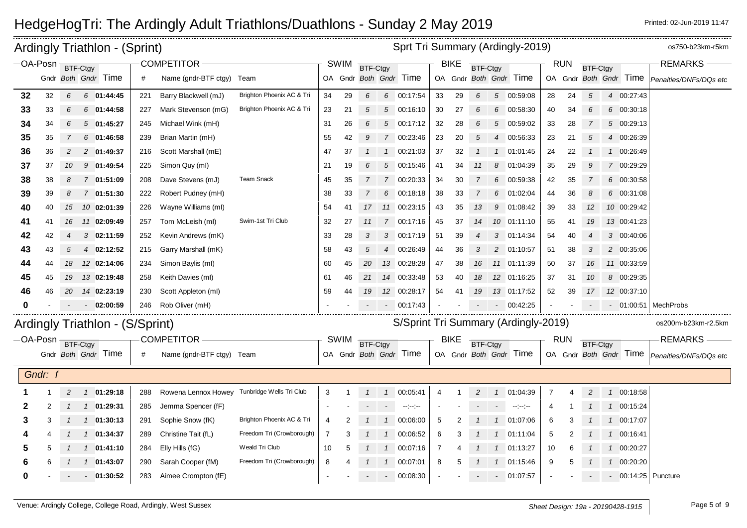# HedgeHogTri: The Ardingly Adult Triathlons/Duathlons - Sunday 2 May 2019

Printed: 02-Jun-2019 11:47

## Ardingly Triathlon - (Sprint)

Sprt Tri Summary (Ardingly-2019) — os750-b23km-r5km

| OA-Posn | Gndr | BTF-Ctgy Both | BTF-Ctgy Gndr | Time | # | Name (gndr-BTF ctgy) | Team | SWIM OA | SWIM Gndr | SWIM BTF-Ctgy Both | SWIM BTF-Ctgy Gndr | SWIM Time | BIKE OA | BIKE Gndr | BIKE BTF-Ctgy Both | BIKE BTF-Ctgy Gndr | BIKE Time | RUN OA | RUN Gndr | RUN BTF-Ctgy Both | RUN BTF-Ctgy Gndr | RUN Time | REMARKS Penalties/DNFs/DQs etc |
|---|---|---|---|---|---|---|---|---|---|---|---|---|---|---|---|---|---|---|---|---|---|---|---|
| **32** | 32 | 6 | 6 | **01:44:45** | 221 | Barry Blackwell (mJ) | Brighton Phoenix AC & Tri | 34 | 29 | 6 | 6 | 00:17:54 | 33 | 29 | 6 | 5 | 00:59:08 | 28 | 24 | 5 | 4 | 00:27:43 | |
| **33** | 33 | 6 | 6 | **01:44:58** | 227 | Mark Stevenson (mG) | Brighton Phoenix AC & Tri | 23 | 21 | 5 | 5 | 00:16:10 | 30 | 27 | 6 | 6 | 00:58:30 | 40 | 34 | 6 | 6 | 00:30:18 | |
| **34** | 34 | 6 | 5 | **01:45:27** | 245 | Michael Wink (mH) | | 31 | 26 | 6 | 5 | 00:17:12 | 32 | 28 | 6 | 5 | 00:59:02 | 33 | 28 | 7 | 5 | 00:29:13 | |
| **35** | 35 | 7 | 6 | **01:46:58** | 239 | Brian Martin (mH) | | 55 | 42 | 9 | 7 | 00:23:46 | 23 | 20 | 5 | 4 | 00:56:33 | 23 | 21 | 5 | 4 | 00:26:39 | |
| **36** | 36 | 2 | 2 | **01:49:37** | 216 | Scott Marshall (mE) | | 47 | 37 | 1 | 1 | 00:21:03 | 37 | 32 | 1 | 1 | 01:01:45 | 24 | 22 | 1 | 1 | 00:26:49 | |
| **37** | 37 | 10 | 9 | **01:49:54** | 225 | Simon Quy (mI) | | 21 | 19 | 6 | 5 | 00:15:46 | 41 | 34 | 11 | 8 | 01:04:39 | 35 | 29 | 9 | 7 | 00:29:29 | |
| **38** | 38 | 8 | 7 | **01:51:09** | 208 | Dave Stevens (mJ) | Team Snack | 45 | 35 | 7 | 7 | 00:20:33 | 34 | 30 | 7 | 6 | 00:59:38 | 42 | 35 | 7 | 6 | 00:30:58 | |
| **39** | 39 | 8 | 7 | **01:51:30** | 222 | Robert Pudney (mH) | | 38 | 33 | 7 | 6 | 00:18:18 | 38 | 33 | 7 | 6 | 01:02:04 | 44 | 36 | 8 | 6 | 00:31:08 | |
| **40** | 40 | 15 | 10 | **02:01:39** | 226 | Wayne Williams (mI) | | 54 | 41 | 17 | 11 | 00:23:15 | 43 | 35 | 13 | 9 | 01:08:42 | 39 | 33 | 12 | 10 | 00:29:42 | |
| **41** | 41 | 16 | 11 | **02:09:49** | 257 | Tom McLeish (mI) | Swim-1st Tri Club | 32 | 27 | 11 | 7 | 00:17:16 | 45 | 37 | 14 | 10 | 01:11:10 | 55 | 41 | 19 | 13 | 00:41:23 | |
| **42** | 42 | 4 | 3 | **02:11:59** | 252 | Kevin Andrews (mK) | | 33 | 28 | 3 | 3 | 00:17:19 | 51 | 39 | 4 | 3 | 01:14:34 | 54 | 40 | 4 | 3 | 00:40:06 | |
| **43** | 43 | 5 | 4 | **02:12:52** | 215 | Garry Marshall (mK) | | 58 | 43 | 5 | 4 | 00:26:49 | 44 | 36 | 3 | 2 | 01:10:57 | 51 | 38 | 3 | 2 | 00:35:06 | |
| **44** | 44 | 18 | 12 | **02:14:06** | 234 | Simon Baylis (mI) | | 60 | 45 | 20 | 13 | 00:28:28 | 47 | 38 | 16 | 11 | 01:11:39 | 50 | 37 | 16 | 11 | 00:33:59 | |
| **45** | 45 | 19 | 13 | **02:19:48** | 258 | Keith Davies (mI) | | 61 | 46 | 21 | 14 | 00:33:48 | 53 | 40 | 18 | 12 | 01:16:25 | 37 | 31 | 10 | 8 | 00:29:35 | |
| **46** | 46 | 20 | 14 | **02:23:19** | 230 | Scott Appleton (mI) | | 59 | 44 | 19 | 12 | 00:28:17 | 54 | 41 | 19 | 13 | 01:17:52 | 52 | 39 | 17 | 12 | 00:37:10 | |
| **0** | - | - | - | **02:00:59** | 246 | Rob Oliver (mH) | | - | - | - | - | 00:17:43 | - | - | - | - | 00:42:25 | - | - | - | - | 01:00:51 | MechProbs |

## Ardingly Triathlon - (S/Sprint)

S/Sprint Tri Summary (Ardingly-2019) — os200m-b23km-r2.5km

| OA-Posn | Gndr | BTF-Ctgy Both | BTF-Ctgy Gndr | Time | # | Name (gndr-BTF ctgy) | Team | SWIM OA | SWIM Gndr | SWIM BTF-Ctgy Both | SWIM BTF-Ctgy Gndr | SWIM Time | BIKE OA | BIKE Gndr | BIKE BTF-Ctgy Both | BIKE BTF-Ctgy Gndr | BIKE Time | RUN OA | RUN Gndr | RUN BTF-Ctgy Both | RUN BTF-Ctgy Gndr | RUN Time | REMARKS Penalties/DNFs/DQs etc |
|---|---|---|---|---|---|---|---|---|---|---|---|---|---|---|---|---|---|---|---|---|---|---|---|
| *Gndr: f* | | | | | | | | | | | | | | | | | | | | | | | |
| **1** | 1 | 2 | 1 | **01:29:18** | 288 | Rowena Lennox Howey | Tunbridge Wells Tri Club | 3 | 1 | 1 | 1 | 00:05:41 | 4 | 1 | 2 | 1 | 01:04:39 | 7 | 4 | 2 | 1 | 00:18:58 | |
| **2** | 2 | 1 | 1 | **01:29:31** | 285 | Jemma Spencer (fF) | | - | - | - | - | --:--:-- | - | - | - | - | --:--:-- | 4 | 1 | 1 | 1 | 00:15:24 | |
| **3** | 3 | 1 | 1 | **01:30:13** | 291 | Sophie Snow (fK) | Brighton Phoenix AC & Tri | 4 | 2 | 1 | 1 | 00:06:00 | 5 | 2 | 1 | 1 | 01:07:06 | 6 | 3 | 1 | 1 | 00:17:07 | |
| **4** | 4 | 1 | 1 | **01:34:37** | 289 | Christine Tait (fL) | Freedom Tri (Crowborough) | 7 | 3 | 1 | 1 | 00:06:52 | 6 | 3 | 1 | 1 | 01:11:04 | 5 | 2 | 1 | 1 | 00:16:41 | |
| **5** | 5 | 1 | 1 | **01:41:10** | 284 | Elly Hills (fG) | Weald Tri Club | 10 | 5 | 1 | 1 | 00:07:16 | 7 | 4 | 1 | 1 | 01:13:27 | 10 | 6 | 1 | 1 | 00:20:27 | |
| **6** | 6 | 1 | 1 | **01:43:07** | 290 | Sarah Cooper (fM) | Freedom Tri (Crowborough) | 8 | 4 | 1 | 1 | 00:07:01 | 8 | 5 | 1 | 1 | 01:15:46 | 9 | 5 | 1 | 1 | 00:20:20 | |
| **0** | - | - | - | **01:30:52** | 283 | Aimee Crompton (fE) | | - | - | - | - | 00:08:30 | - | - | - | - | 01:07:57 | - | - | - | - | 00:14:25 | Puncture |

Venue: Ardingly College, College Road, Ardingly, West Sussex

*Sheet Design: 19a - 20190428-1915*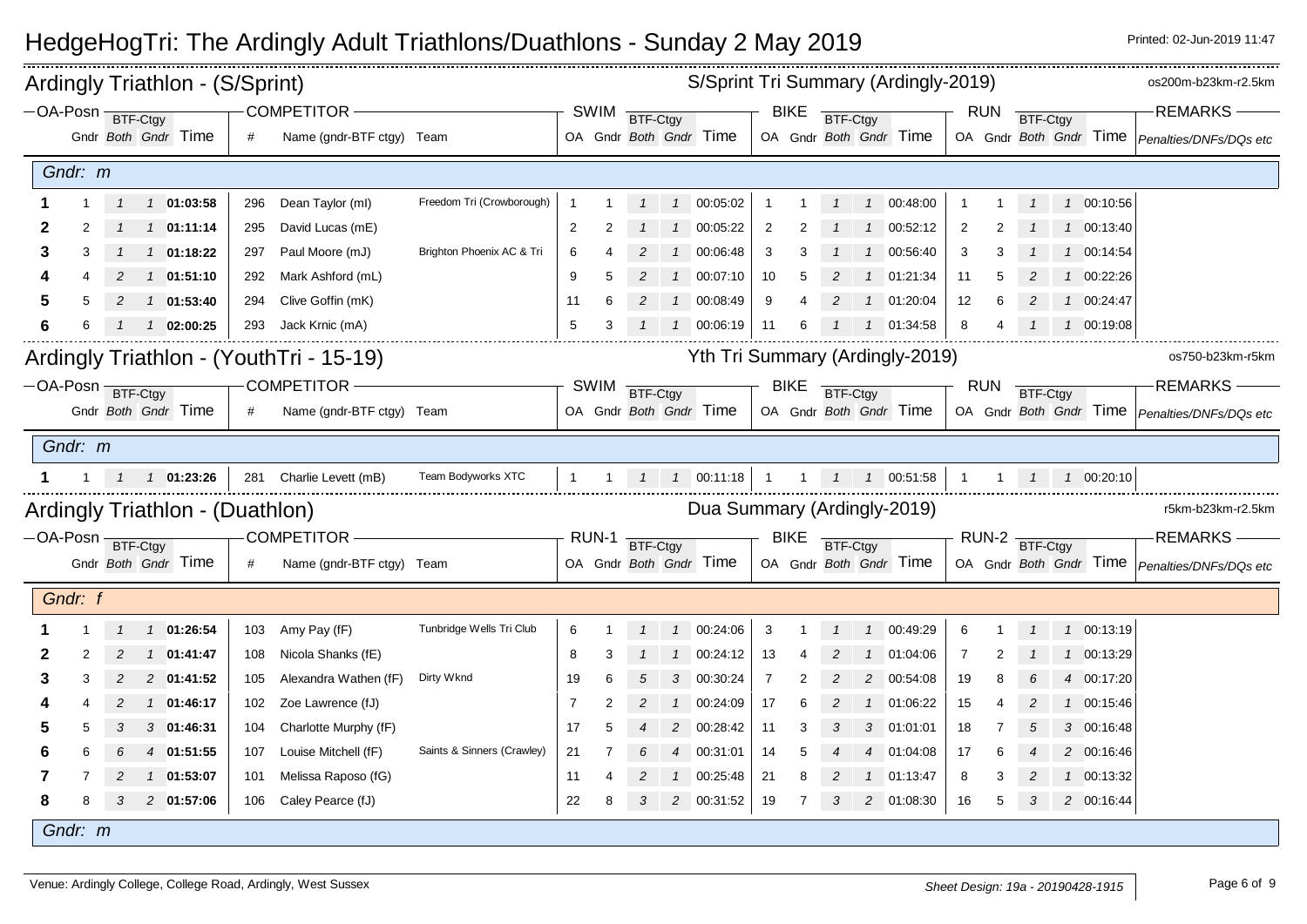# HedgeHogTri: The Ardingly Adult Triathlons/Duathlons - Sunday 2 May 2019

Printed: 02-Jun-2019 11:47

## Ardingly Triathlon - (S/Sprint)

S/Sprint Tri Summary (Ardingly-2019) — os200m-b23km-r2.5km

| OA-Posn | Gndr | BTF-Ctgy Both | BTF-Ctgy Gndr | Time | # | Name (gndr-BTF ctgy) | Team | SWIM OA | SWIM Gndr | SWIM BTF-Ctgy Both | SWIM BTF-Ctgy Gndr | SWIM Time | BIKE OA | BIKE Gndr | BIKE BTF-Ctgy Both | BIKE BTF-Ctgy Gndr | BIKE Time | RUN OA | RUN Gndr | RUN BTF-Ctgy Both | RUN BTF-Ctgy Gndr | RUN Time | REMARKS Penalties/DNFs/DQs etc |
|---|---|---|---|---|---|---|---|---|---|---|---|---|---|---|---|---|---|---|---|---|---|---|---|
| **Gndr: m** | | | | | | | | | | | | | | | | | | | | | | | |
| **1** | 1 | *1* | *1* | **01:03:58** | 296 | Dean Taylor (ml) | Freedom Tri (Crowborough) | 1 | 1 | *1* | *1* | 00:05:02 | 1 | 1 | *1* | *1* | 00:48:00 | 1 | 1 | *1* | *1* | 00:10:56 | |
| **2** | 2 | *1* | *1* | **01:11:14** | 295 | David Lucas (mE) | | 2 | 2 | *1* | *1* | 00:05:22 | 2 | 2 | *1* | *1* | 00:52:12 | 2 | 2 | *1* | *1* | 00:13:40 | |
| **3** | 3 | *1* | *1* | **01:18:22** | 297 | Paul Moore (mJ) | Brighton Phoenix AC & Tri | 6 | 4 | *2* | *1* | 00:06:48 | 3 | 3 | *1* | *1* | 00:56:40 | 3 | 3 | *1* | *1* | 00:14:54 | |
| **4** | 4 | *2* | *1* | **01:51:10** | 292 | Mark Ashford (mL) | | 9 | 5 | *2* | *1* | 00:07:10 | 10 | 5 | *2* | *1* | 01:21:34 | 11 | 5 | *2* | *1* | 00:22:26 | |
| **5** | 5 | *2* | *1* | **01:53:40** | 294 | Clive Goffin (mK) | | 11 | 6 | *2* | *1* | 00:08:49 | 9 | 4 | *2* | *1* | 01:20:04 | 12 | 6 | *2* | *1* | 00:24:47 | |
| **6** | 6 | *1* | *1* | **02:00:25** | 293 | Jack Krnic (mA) | | 5 | 3 | *1* | *1* | 00:06:19 | 11 | 6 | *1* | *1* | 01:34:58 | 8 | 4 | *1* | *1* | 00:19:08 | |

## Ardingly Triathlon - (YouthTri - 15-19)

Yth Tri Summary (Ardingly-2019) — os750-b23km-r5km

| OA-Posn | Gndr | BTF-Ctgy Both | BTF-Ctgy Gndr | Time | # | Name (gndr-BTF ctgy) | Team | SWIM OA | SWIM Gndr | SWIM BTF-Ctgy Both | SWIM BTF-Ctgy Gndr | SWIM Time | BIKE OA | BIKE Gndr | BIKE BTF-Ctgy Both | BIKE BTF-Ctgy Gndr | BIKE Time | RUN OA | RUN Gndr | RUN BTF-Ctgy Both | RUN BTF-Ctgy Gndr | RUN Time | REMARKS Penalties/DNFs/DQs etc |
|---|---|---|---|---|---|---|---|---|---|---|---|---|---|---|---|---|---|---|---|---|---|---|---|
| **Gndr: m** | | | | | | | | | | | | | | | | | | | | | | | |
| **1** | 1 | *1* | *1* | **01:23:26** | 281 | Charlie Levett (mB) | Team Bodyworks XTC | 1 | 1 | *1* | *1* | 00:11:18 | 1 | 1 | *1* | *1* | 00:51:58 | 1 | 1 | *1* | *1* | 00:20:10 | |

## Ardingly Triathlon - (Duathlon)

Dua Summary (Ardingly-2019) — r5km-b23km-r2.5km

| OA-Posn | Gndr | BTF-Ctgy Both | BTF-Ctgy Gndr | Time | # | Name (gndr-BTF ctgy) | Team | RUN-1 OA | RUN-1 Gndr | RUN-1 BTF-Ctgy Both | RUN-1 BTF-Ctgy Gndr | RUN-1 Time | BIKE OA | BIKE Gndr | BIKE BTF-Ctgy Both | BIKE BTF-Ctgy Gndr | BIKE Time | RUN-2 OA | RUN-2 Gndr | RUN-2 BTF-Ctgy Both | RUN-2 BTF-Ctgy Gndr | RUN-2 Time | REMARKS Penalties/DNFs/DQs etc |
|---|---|---|---|---|---|---|---|---|---|---|---|---|---|---|---|---|---|---|---|---|---|---|---|
| **Gndr: f** | | | | | | | | | | | | | | | | | | | | | | | |
| **1** | 1 | *1* | *1* | **01:26:54** | 103 | Amy Pay (fF) | Tunbridge Wells Tri Club | 6 | 1 | *1* | *1* | 00:24:06 | 3 | 1 | *1* | *1* | 00:49:29 | 6 | 1 | *1* | *1* | 00:13:19 | |
| **2** | 2 | *2* | *1* | **01:41:47** | 108 | Nicola Shanks (fE) | | 8 | 3 | *1* | *1* | 00:24:12 | 13 | 4 | *2* | *1* | 01:04:06 | 7 | 2 | *1* | *1* | 00:13:29 | |
| **3** | 3 | *2* | *2* | **01:41:52** | 105 | Alexandra Wathen (fF) | Dirty Wknd | 19 | 6 | *5* | *3* | 00:30:24 | 7 | 2 | *2* | *2* | 00:54:08 | 19 | 8 | *6* | *4* | 00:17:20 | |
| **4** | 4 | *2* | *1* | **01:46:17** | 102 | Zoe Lawrence (fJ) | | 7 | 2 | *2* | *1* | 00:24:09 | 17 | 6 | *2* | *1* | 01:06:22 | 15 | 4 | *2* | *1* | 00:15:46 | |
| **5** | 5 | *3* | *3* | **01:46:31** | 104 | Charlotte Murphy (fF) | | 17 | 5 | *4* | *2* | 00:28:42 | 11 | 3 | *3* | *3* | 01:01:01 | 18 | 7 | *5* | *3* | 00:16:48 | |
| **6** | 6 | *6* | *4* | **01:51:55** | 107 | Louise Mitchell (fF) | Saints & Sinners (Crawley) | 21 | 7 | *6* | *4* | 00:31:01 | 14 | 5 | *4* | *4* | 01:04:08 | 17 | 6 | *4* | *2* | 00:16:46 | |
| **7** | 7 | *2* | *1* | **01:53:07** | 101 | Melissa Raposo (fG) | | 11 | 4 | *2* | *1* | 00:25:48 | 21 | 8 | *2* | *1* | 01:13:47 | 8 | 3 | *2* | *1* | 00:13:32 | |
| **8** | 8 | *3* | *2* | **01:57:06** | 106 | Caley Pearce (fJ) | | 22 | 8 | *3* | *2* | 00:31:52 | 19 | 7 | *3* | *2* | 01:08:30 | 16 | 5 | *3* | *2* | 00:16:44 | |
| **Gndr: m** | | | | | | | | | | | | | | | | | | | | | | | |

Venue: Ardingly College, College Road, Ardingly, West Sussex

Sheet Design: 19a - 20190428-1915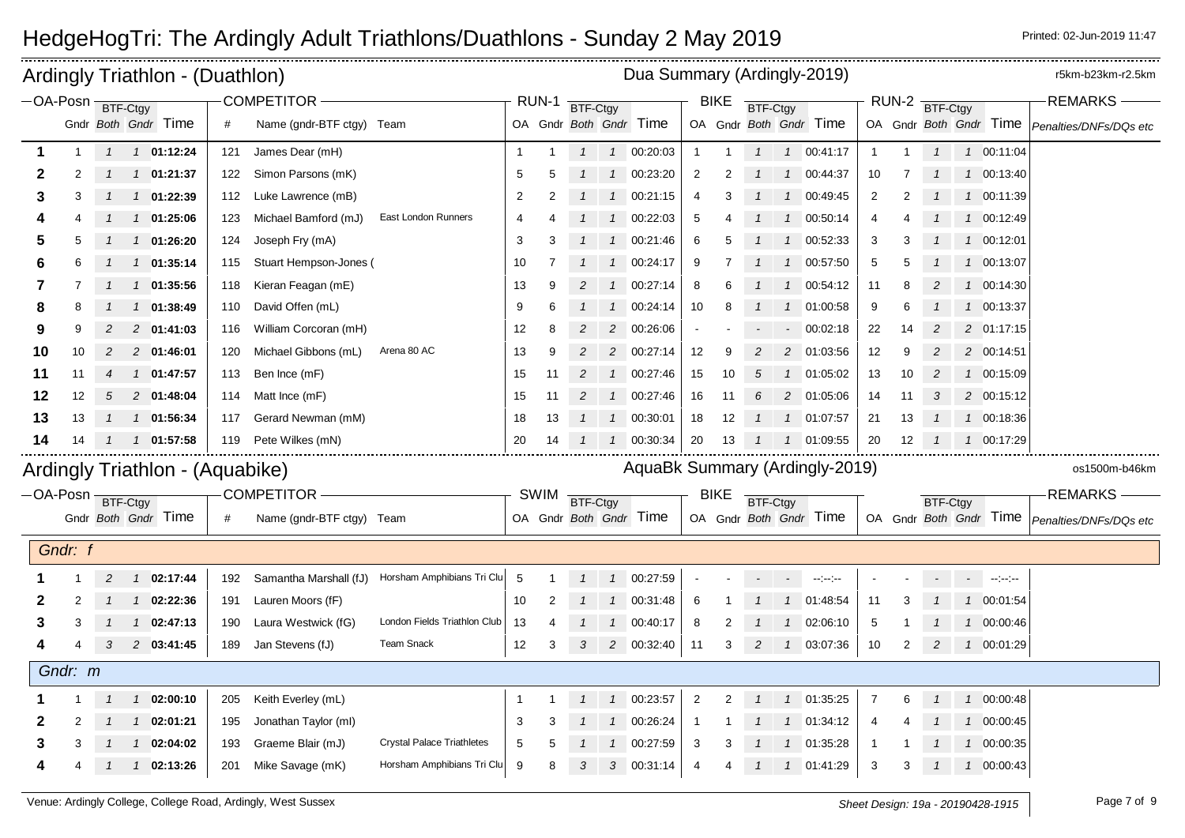# HedgeHogTri: The Ardingly Adult Triathlons/Duathlons - Sunday 2 May 2019

Printed: 02-Jun-2019 11:47

## Ardingly Triathlon - (Duathlon)

Dua Summary (Ardingly-2019) — r5km-b23km-r2.5km

| OA-Posn | Gndr | BTF-Ctgy Both | BTF-Ctgy Gndr | Time | # | Name (gndr-BTF ctgy) | Team | RUN-1 OA | Gndr | BTF-Ctgy Both | BTF-Ctgy Gndr | Time | BIKE OA | Gndr | BTF-Ctgy Both | BTF-Ctgy Gndr | Time | RUN-2 OA | Gndr | BTF-Ctgy Both | BTF-Ctgy Gndr | Time | REMARKS Penalties/DNFs/DQs etc |
|---|---|---|---|---|---|---|---|---|---|---|---|---|---|---|---|---|---|---|---|---|---|---|---|
| 1 | 1 | 1 | 1 | 01:12:24 | 121 | James Dear (mH) | | 1 | 1 | 1 | 1 | 00:20:03 | 1 | 1 | 1 | 1 | 00:41:17 | 1 | 1 | 1 | 1 | 00:11:04 | |
| 2 | 2 | 1 | 1 | 01:21:37 | 122 | Simon Parsons (mK) | | 5 | 5 | 1 | 1 | 00:23:20 | 2 | 2 | 1 | 1 | 00:44:37 | 10 | 7 | 1 | 1 | 00:13:40 | |
| 3 | 3 | 1 | 1 | 01:22:39 | 112 | Luke Lawrence (mB) | | 2 | 2 | 1 | 1 | 00:21:15 | 4 | 3 | 1 | 1 | 00:49:45 | 2 | 2 | 1 | 1 | 00:11:39 | |
| 4 | 4 | 1 | 1 | 01:25:06 | 123 | Michael Bamford (mJ) | East London Runners | 4 | 4 | 1 | 1 | 00:22:03 | 5 | 4 | 1 | 1 | 00:50:14 | 4 | 4 | 1 | 1 | 00:12:49 | |
| 5 | 5 | 1 | 1 | 01:26:20 | 124 | Joseph Fry (mA) | | 3 | 3 | 1 | 1 | 00:21:46 | 6 | 5 | 1 | 1 | 00:52:33 | 3 | 3 | 1 | 1 | 00:12:01 | |
| 6 | 6 | 1 | 1 | 01:35:14 | 115 | Stuart Hempson-Jones ( | | 10 | 7 | 1 | 1 | 00:24:17 | 9 | 7 | 1 | 1 | 00:57:50 | 5 | 5 | 1 | 1 | 00:13:07 | |
| 7 | 7 | 1 | 1 | 01:35:56 | 118 | Kieran Feagan (mE) | | 13 | 9 | 2 | 1 | 00:27:14 | 8 | 6 | 1 | 1 | 00:54:12 | 11 | 8 | 2 | 1 | 00:14:30 | |
| 8 | 8 | 1 | 1 | 01:38:49 | 110 | David Offen (mL) | | 9 | 6 | 1 | 1 | 00:24:14 | 10 | 8 | 1 | 1 | 01:00:58 | 9 | 6 | 1 | 1 | 00:13:37 | |
| 9 | 9 | 2 | 2 | 01:41:03 | 116 | William Corcoran (mH) | | 12 | 8 | 2 | 2 | 00:26:06 | - | - | - | - | 00:02:18 | 22 | 14 | 2 | 2 | 01:17:15 | |
| 10 | 10 | 2 | 2 | 01:46:01 | 120 | Michael Gibbons (mL) | Arena 80 AC | 13 | 9 | 2 | 2 | 00:27:14 | 12 | 9 | 2 | 2 | 01:03:56 | 12 | 9 | 2 | 2 | 00:14:51 | |
| 11 | 11 | 4 | 1 | 01:47:57 | 113 | Ben Ince (mF) | | 15 | 11 | 2 | 1 | 00:27:46 | 15 | 10 | 5 | 1 | 01:05:02 | 13 | 10 | 2 | 1 | 00:15:09 | |
| 12 | 12 | 5 | 2 | 01:48:04 | 114 | Matt Ince (mF) | | 15 | 11 | 2 | 1 | 00:27:46 | 16 | 11 | 6 | 2 | 01:05:06 | 14 | 11 | 3 | 2 | 00:15:12 | |
| 13 | 13 | 1 | 1 | 01:56:34 | 117 | Gerard Newman (mM) | | 18 | 13 | 1 | 1 | 00:30:01 | 18 | 12 | 1 | 1 | 01:07:57 | 21 | 13 | 1 | 1 | 00:18:36 | |
| 14 | 14 | 1 | 1 | 01:57:58 | 119 | Pete Wilkes (mN) | | 20 | 14 | 1 | 1 | 00:30:34 | 20 | 13 | 1 | 1 | 01:09:55 | 20 | 12 | 1 | 1 | 00:17:29 | |

## Ardingly Triathlon - (Aquabike)

AquaBk Summary (Ardingly-2019) — os1500m-b46km

| OA-Posn | Gndr | BTF-Ctgy Both | BTF-Ctgy Gndr | Time | # | Name (gndr-BTF ctgy) | Team | SWIM OA | Gndr | BTF-Ctgy Both | BTF-Ctgy Gndr | Time | BIKE OA | Gndr | BTF-Ctgy Both | BTF-Ctgy Gndr | Time | OA | Gndr | BTF-Ctgy Both | BTF-Ctgy Gndr | Time | REMARKS Penalties/DNFs/DQs etc |
|---|---|---|---|---|---|---|---|---|---|---|---|---|---|---|---|---|---|---|---|---|---|---|---|
| *Gndr: f* | | | | | | | | | | | | | | | | | | | | | | | |
| 1 | 1 | 2 | 1 | 02:17:44 | 192 | Samantha Marshall (fJ) | Horsham Amphibians Tri Clu | 5 | 1 | 1 | 1 | 00:27:59 | - | - | - | - | --:--:-- | - | - | - | - | --:--:-- | |
| 2 | 2 | 1 | 1 | 02:22:36 | 191 | Lauren Moors (fF) | | 10 | 2 | 1 | 1 | 00:31:48 | 6 | 1 | 1 | 1 | 01:48:54 | 11 | 3 | 1 | 1 | 00:01:54 | |
| 3 | 3 | 1 | 1 | 02:47:13 | 190 | Laura Westwick (fG) | London Fields Triathlon Club | 13 | 4 | 1 | 1 | 00:40:17 | 8 | 2 | 1 | 1 | 02:06:10 | 5 | 1 | 1 | 1 | 00:00:46 | |
| 4 | 4 | 3 | 2 | 03:41:45 | 189 | Jan Stevens (fJ) | Team Snack | 12 | 3 | 3 | 2 | 00:32:40 | 11 | 3 | 2 | 1 | 03:07:36 | 10 | 2 | 2 | 1 | 00:01:29 | |
| *Gndr: m* | | | | | | | | | | | | | | | | | | | | | | | |
| 1 | 1 | 1 | 1 | 02:00:10 | 205 | Keith Everley (mL) | | 1 | 1 | 1 | 1 | 00:23:57 | 2 | 2 | 1 | 1 | 01:35:25 | 7 | 6 | 1 | 1 | 00:00:48 | |
| 2 | 2 | 1 | 1 | 02:01:21 | 195 | Jonathan Taylor (mI) | | 3 | 3 | 1 | 1 | 00:26:24 | 1 | 1 | 1 | 1 | 01:34:12 | 4 | 4 | 1 | 1 | 00:00:45 | |
| 3 | 3 | 1 | 1 | 02:04:02 | 193 | Graeme Blair (mJ) | Crystal Palace Triathletes | 5 | 5 | 1 | 1 | 00:27:59 | 3 | 3 | 1 | 1 | 01:35:28 | 1 | 1 | 1 | 1 | 00:00:35 | |
| 4 | 4 | 1 | 1 | 02:13:26 | 201 | Mike Savage (mK) | Horsham Amphibians Tri Clu | 9 | 8 | 3 | 3 | 00:31:14 | 4 | 4 | 1 | 1 | 01:41:29 | 3 | 3 | 1 | 1 | 00:00:43 | |

Venue: Ardingly College, College Road, Ardingly, West Sussex

Sheet Design: 19a - 20190428-1915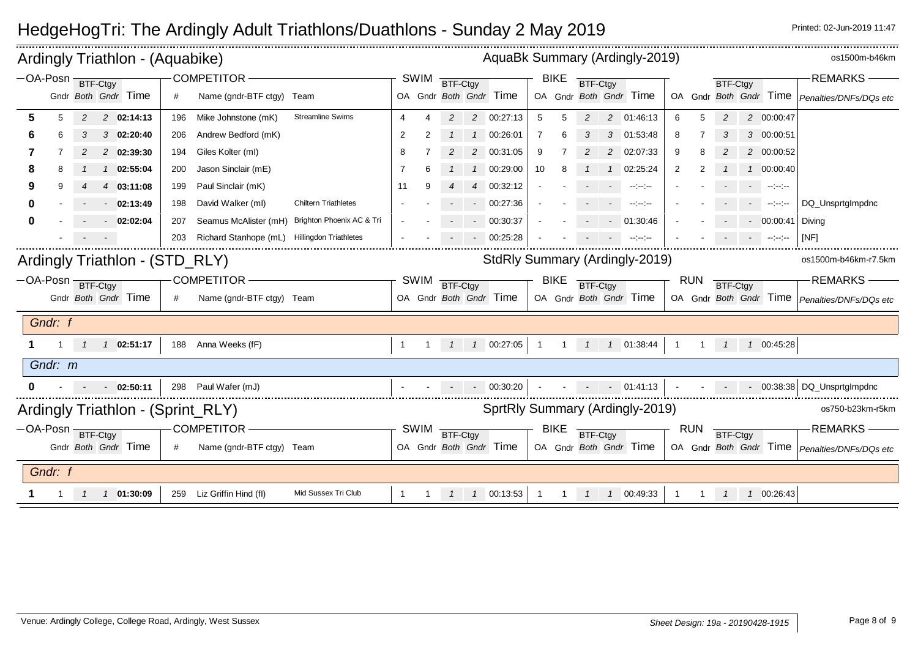# HedgeHogTri: The Ardingly Adult Triathlons/Duathlons - Sunday 2 May 2019

Printed: 02-Jun-2019 11:47

## Ardingly Triathlon - (Aquabike)

AquaBk Summary (Ardingly-2019) — os1500m-b46km

| OA-Posn | Gndr | BTF-Ctgy Both | BTF-Ctgy Gndr | Time | # | Name (gndr-BTF ctgy) | Team | SWIM OA | SWIM Gndr | SWIM BTF-Ctgy Both | SWIM BTF-Ctgy Gndr | SWIM Time | BIKE OA | BIKE Gndr | BIKE BTF-Ctgy Both | BIKE BTF-Ctgy Gndr | BIKE Time | OA | Gndr | BTF-Ctgy Both | BTF-Ctgy Gndr | Time | REMARKS Penalties/DNFs/DQs etc |
|---|---|---|---|---|---|---|---|---|---|---|---|---|---|---|---|---|---|---|---|---|---|---|---|
| 5 | 5 | 2 | 2 | 02:14:13 | 196 | Mike Johnstone (mK) | Streamline Swims | 4 | 4 | 2 | 2 | 00:27:13 | 5 | 5 | 2 | 2 | 01:46:13 | 6 | 5 | 2 | 2 | 00:00:47 | |
| 6 | 6 | 3 | 3 | 02:20:40 | 206 | Andrew Bedford (mK) | | 2 | 2 | 1 | 1 | 00:26:01 | 7 | 6 | 3 | 3 | 01:53:48 | 8 | 7 | 3 | 3 | 00:00:51 | |
| 7 | 7 | 2 | 2 | 02:39:30 | 194 | Giles Kolter (mI) | | 8 | 7 | 2 | 2 | 00:31:05 | 9 | 7 | 2 | 2 | 02:07:33 | 9 | 8 | 2 | 2 | 00:00:52 | |
| 8 | 8 | 1 | 1 | 02:55:04 | 200 | Jason Sinclair (mE) | | 7 | 6 | 1 | 1 | 00:29:00 | 10 | 8 | 1 | 1 | 02:25:24 | 2 | 2 | 1 | 1 | 00:00:40 | |
| 9 | 9 | 4 | 4 | 03:11:08 | 199 | Paul Sinclair (mK) | | 11 | 9 | 4 | 4 | 00:32:12 | - | - | - | - | --:--:-- | - | - | - | - | --:--:-- | |
| 0 | - | - | - | 02:13:49 | 198 | David Walker (mI) | Chiltern Triathletes | - | - | - | - | 00:27:36 | - | - | - | - | --:--:-- | - | - | - | - | --:--:-- | DQ_UnsprtgImpdnc |
| 0 | - | - | - | 02:02:04 | 207 | Seamus McAlister (mH) | Brighton Phoenix AC & Tri | - | - | - | - | 00:30:37 | - | - | - | - | 01:30:46 | - | - | - | - | 00:00:41 | Diving |
| | - | - | - | | 203 | Richard Stanhope (mL) | Hillingdon Triathletes | - | - | - | - | 00:25:28 | - | - | - | - | --:--:-- | - | - | - | - | --:--:-- | [NF] |

## Ardingly Triathlon - (STD_RLY)

StdRly Summary (Ardingly-2019) — os1500m-b46km-r7.5km

| OA-Posn | Gndr | BTF-Ctgy Both | BTF-Ctgy Gndr | Time | # | Name (gndr-BTF ctgy) | Team | SWIM OA | SWIM Gndr | SWIM BTF-Ctgy Both | SWIM BTF-Ctgy Gndr | SWIM Time | BIKE OA | BIKE Gndr | BIKE BTF-Ctgy Both | BIKE BTF-Ctgy Gndr | BIKE Time | RUN OA | RUN Gndr | RUN BTF-Ctgy Both | RUN BTF-Ctgy Gndr | RUN Time | REMARKS Penalties/DNFs/DQs etc |
|---|---|---|---|---|---|---|---|---|---|---|---|---|---|---|---|---|---|---|---|---|---|---|---|
| *Gndr: f* | | | | | | | | | | | | | | | | | | | | | | | |
| 1 | 1 | 1 | 1 | 02:51:17 | 188 | Anna Weeks (fF) | | 1 | 1 | 1 | 1 | 00:27:05 | 1 | 1 | 1 | 1 | 01:38:44 | 1 | 1 | 1 | 1 | 00:45:28 | |
| *Gndr: m* | | | | | | | | | | | | | | | | | | | | | | | |
| 0 | - | - | - | 02:50:11 | 298 | Paul Wafer (mJ) | | - | - | - | - | 00:30:20 | - | - | - | - | 01:41:13 | - | - | - | - | 00:38:38 | DQ_UnsprtgImpdnc |

## Ardingly Triathlon - (Sprint_RLY)

SprtRly Summary (Ardingly-2019) — os750m-b23km-r5km

| OA-Posn | Gndr | BTF-Ctgy Both | BTF-Ctgy Gndr | Time | # | Name (gndr-BTF ctgy) | Team | SWIM OA | SWIM Gndr | SWIM BTF-Ctgy Both | SWIM BTF-Ctgy Gndr | SWIM Time | BIKE OA | BIKE Gndr | BIKE BTF-Ctgy Both | BIKE BTF-Ctgy Gndr | BIKE Time | RUN OA | RUN Gndr | RUN BTF-Ctgy Both | RUN BTF-Ctgy Gndr | RUN Time | REMARKS Penalties/DNFs/DQs etc |
|---|---|---|---|---|---|---|---|---|---|---|---|---|---|---|---|---|---|---|---|---|---|---|---|
| *Gndr: f* | | | | | | | | | | | | | | | | | | | | | | | |
| 1 | 1 | 1 | 1 | 01:30:09 | 259 | Liz Griffin Hind (fI) | Mid Sussex Tri Club | 1 | 1 | 1 | 1 | 00:13:53 | 1 | 1 | 1 | 1 | 00:49:33 | 1 | 1 | 1 | 1 | 00:26:43 | |

Venue: Ardingly College, College Road, Ardingly, West Sussex

Sheet Design: 19a - 20190428-1915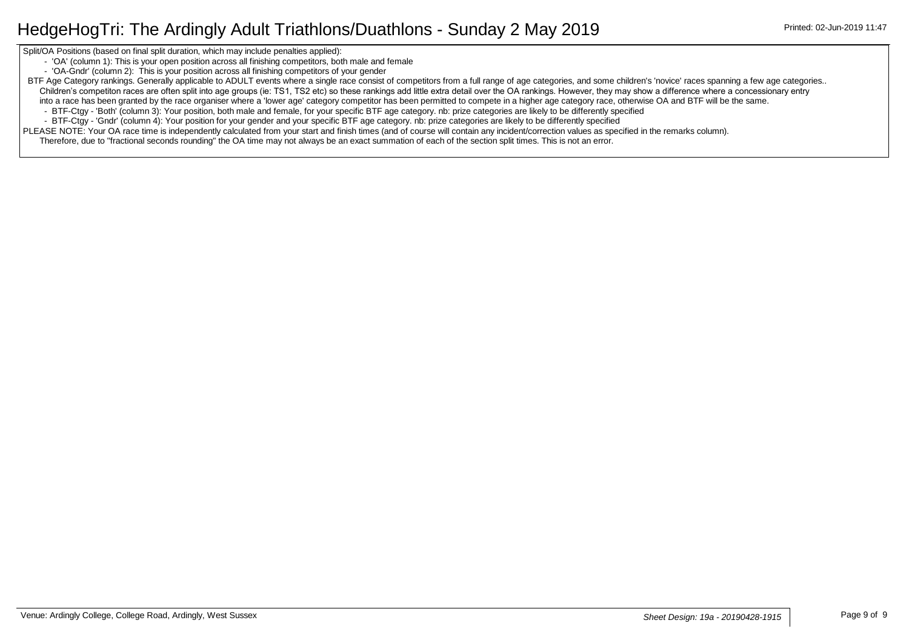Split/OA Positions (based on final split duration, which may include penalties applied):

- 'OA' (column 1): This is your open position across all finishing competitors, both male and female
- 'OA-Gndr' (column 2): This is your position across all finishing competitors of your gender

BTF Age Category rankings. Generally applicable to ADULT events where a single race consist of competitors from a full range of age categories, and some children's 'novice' races spanning a few age categories.. Children's competiton races are often split into age groups (ie: TS1, TS2 etc) so these rankings add little extra detail over the OA rankings. However, they may show a difference where a concessionary entry into a race has been granted by the race organiser where a 'lower age' category competitor has been permitted to compete in a higher age category race, otherwise OA and BTF will be the same.

- BTF-Ctgy - 'Both' (column 3): Your position, both male and female, for your specific BTF age category. nb: prize categories are likely to be differently specified
- BTF-Ctgy - 'Gndr' (column 4): Your position for your gender and your specific BTF age category. nb: prize categories are likely to be differently specified

PLEASE NOTE: Your OA race time is independently calculated from your start and finish times (and of course will contain any incident/correction values as specified in the remarks column). Therefore, due to "fractional seconds rounding" the OA time may not always be an exact summation of each of the section split times. This is not an error.